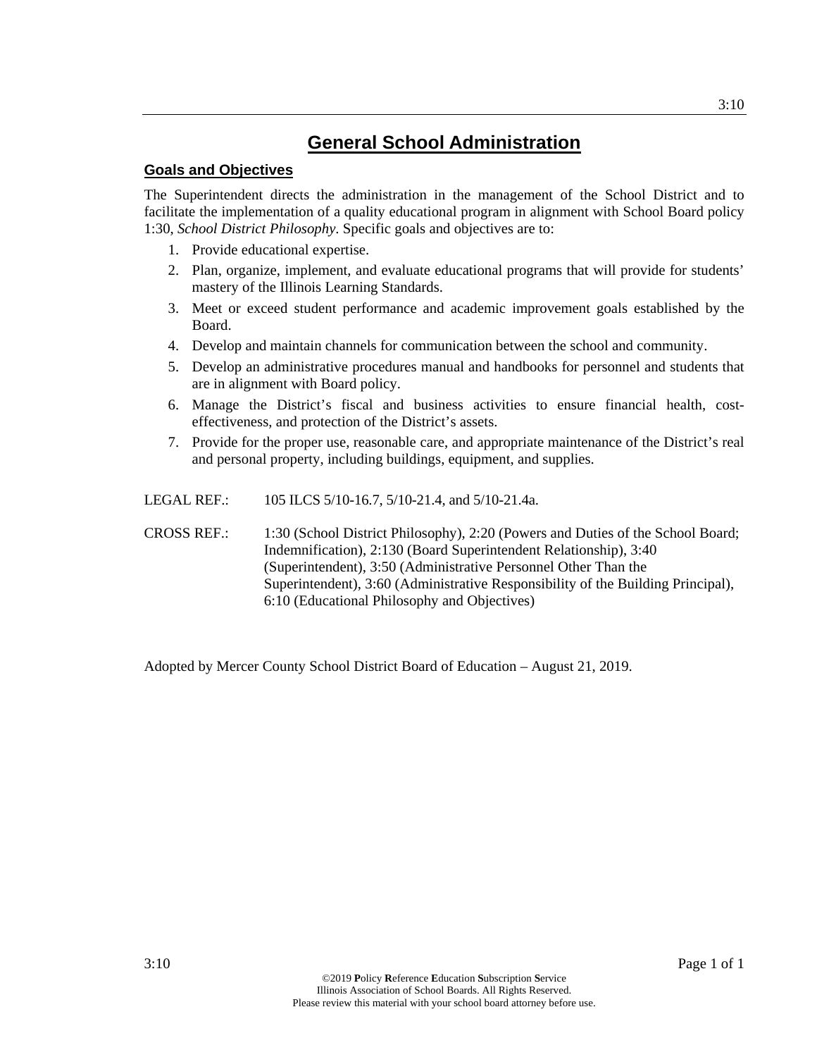# General School Administration

## Goals and Objectives

The Superintendent directs the administration in the management of the School District and to facilitate the implementation of a quality educational program in alignment with School Board policy 1:30, *School District Philosophy*. Specific goals and objectives are to:

1. Provide educational expertise.
2. Plan, organize, implement, and evaluate educational programs that will provide for students' mastery of the Illinois Learning Standards.
3. Meet or exceed student performance and academic improvement goals established by the Board.
4. Develop and maintain channels for communication between the school and community.
5. Develop an administrative procedures manual and handbooks for personnel and students that are in alignment with Board policy.
6. Manage the District's fiscal and business activities to ensure financial health, cost-effectiveness, and protection of the District's assets.
7. Provide for the proper use, reasonable care, and appropriate maintenance of the District's real and personal property, including buildings, equipment, and supplies.

LEGAL REF.: 105 ILCS 5/10-16.7, 5/10-21.4, and 5/10-21.4a.

CROSS REF.: 1:30 (School District Philosophy), 2:20 (Powers and Duties of the School Board; Indemnification), 2:130 (Board Superintendent Relationship), 3:40 (Superintendent), 3:50 (Administrative Personnel Other Than the Superintendent), 3:60 (Administrative Responsibility of the Building Principal), 6:10 (Educational Philosophy and Objectives)

Adopted by Mercer County School District Board of Education – August 21, 2019.

©2019 **P**olicy **R**eference **E**ducation **S**ubscription **S**ervice
Illinois Association of School Boards. All Rights Reserved.
Please review this material with your school board attorney before use.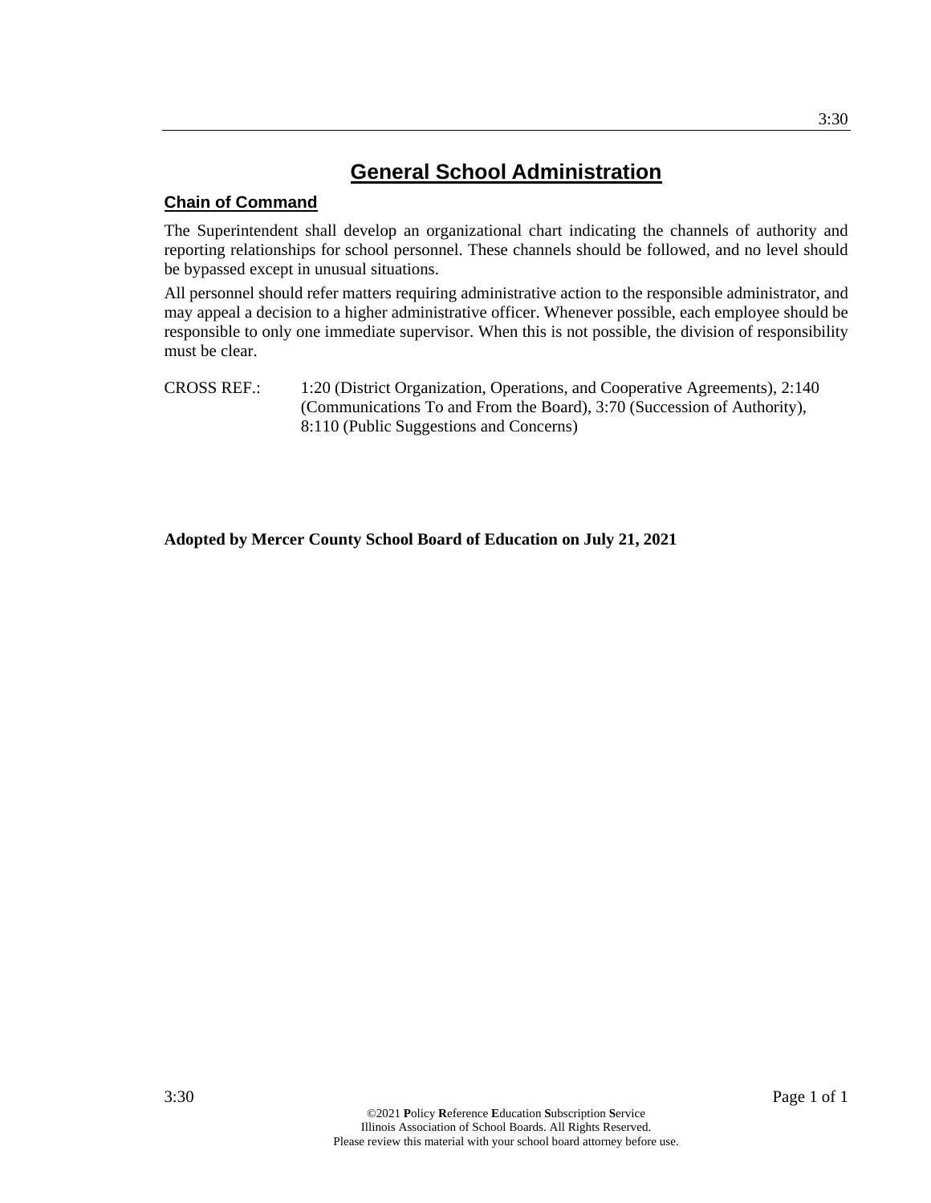# General School Administration

## Chain of Command

The Superintendent shall develop an organizational chart indicating the channels of authority and reporting relationships for school personnel. These channels should be followed, and no level should be bypassed except in unusual situations.

All personnel should refer matters requiring administrative action to the responsible administrator, and may appeal a decision to a higher administrative officer. Whenever possible, each employee should be responsible to only one immediate supervisor. When this is not possible, the division of responsibility must be clear.

CROSS REF.: 1:20 (District Organization, Operations, and Cooperative Agreements), 2:140 (Communications To and From the Board), 3:70 (Succession of Authority), 8:110 (Public Suggestions and Concerns)

**Adopted by Mercer County School Board of Education on July 21, 2021**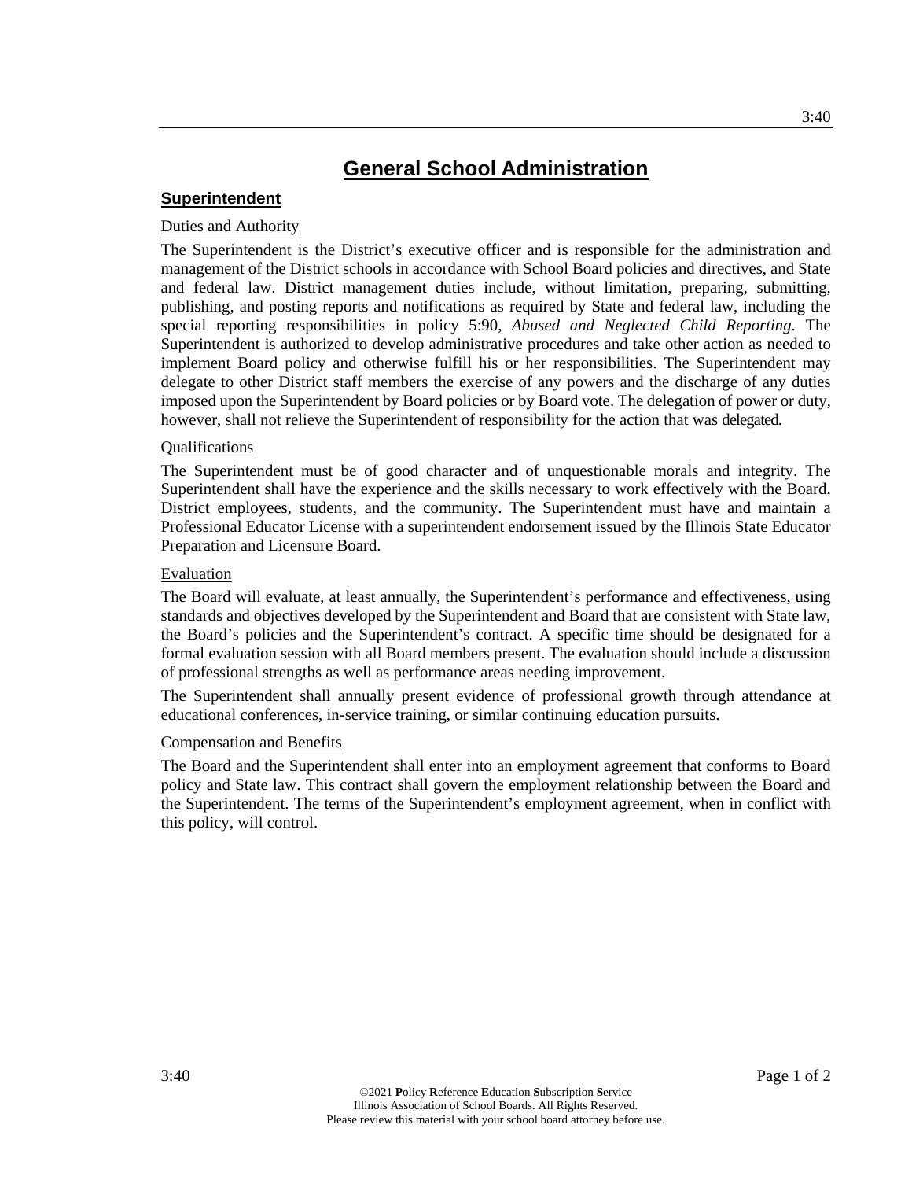# General School Administration

## Superintendent

### Duties and Authority

The Superintendent is the District's executive officer and is responsible for the administration and management of the District schools in accordance with School Board policies and directives, and State and federal law. District management duties include, without limitation, preparing, submitting, publishing, and posting reports and notifications as required by State and federal law, including the special reporting responsibilities in policy 5:90, *Abused and Neglected Child Reporting*. The Superintendent is authorized to develop administrative procedures and take other action as needed to implement Board policy and otherwise fulfill his or her responsibilities. The Superintendent may delegate to other District staff members the exercise of any powers and the discharge of any duties imposed upon the Superintendent by Board policies or by Board vote. The delegation of power or duty, however, shall not relieve the Superintendent of responsibility for the action that was delegated.

### Qualifications

The Superintendent must be of good character and of unquestionable morals and integrity. The Superintendent shall have the experience and the skills necessary to work effectively with the Board, District employees, students, and the community. The Superintendent must have and maintain a Professional Educator License with a superintendent endorsement issued by the Illinois State Educator Preparation and Licensure Board.

### Evaluation

The Board will evaluate, at least annually, the Superintendent's performance and effectiveness, using standards and objectives developed by the Superintendent and Board that are consistent with State law, the Board's policies and the Superintendent's contract. A specific time should be designated for a formal evaluation session with all Board members present. The evaluation should include a discussion of professional strengths as well as performance areas needing improvement.

The Superintendent shall annually present evidence of professional growth through attendance at educational conferences, in-service training, or similar continuing education pursuits.

### Compensation and Benefits

The Board and the Superintendent shall enter into an employment agreement that conforms to Board policy and State law. This contract shall govern the employment relationship between the Board and the Superintendent. The terms of the Superintendent's employment agreement, when in conflict with this policy, will control.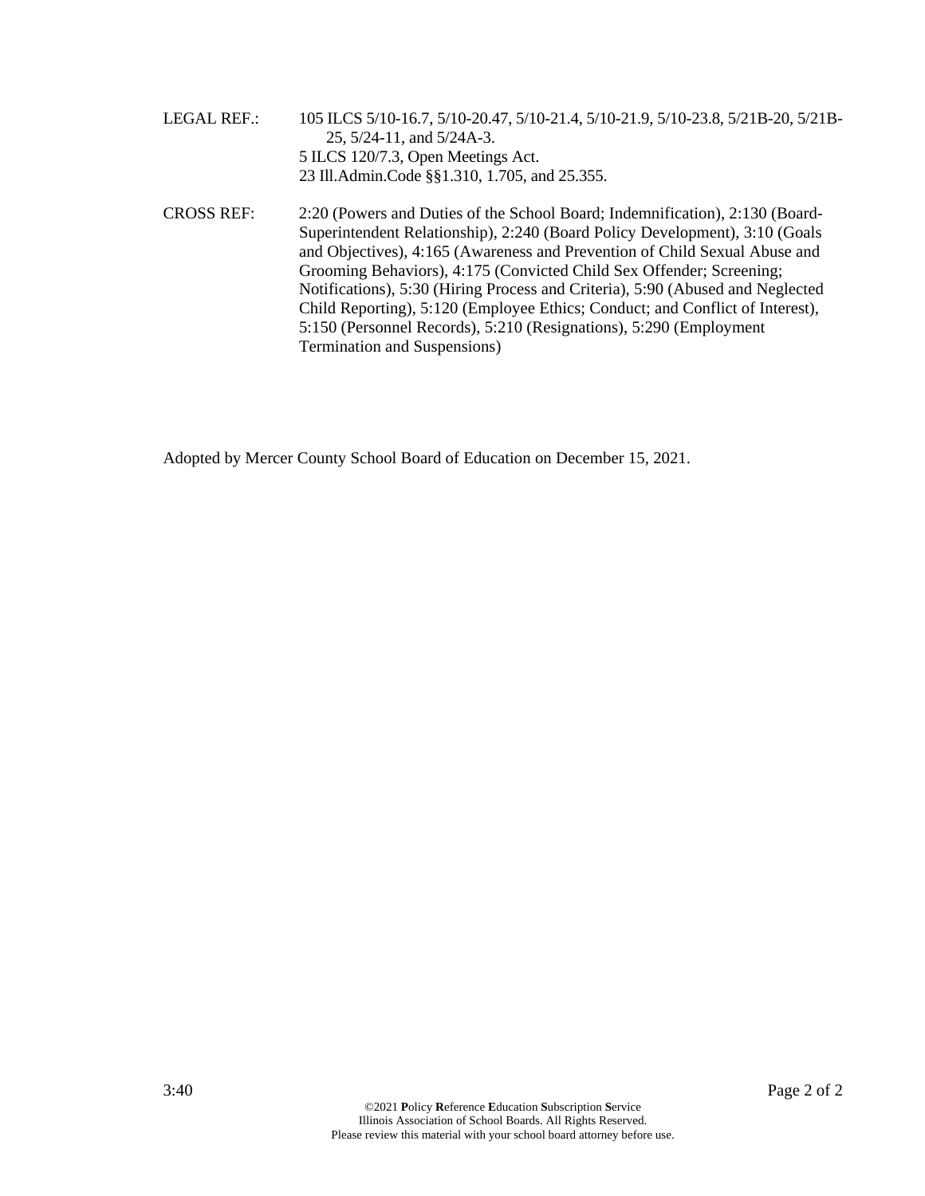LEGAL REF.: 105 ILCS 5/10-16.7, 5/10-20.47, 5/10-21.4, 5/10-21.9, 5/10-23.8, 5/21B-20, 5/21B-25, 5/24-11, and 5/24A-3.
5 ILCS 120/7.3, Open Meetings Act.
23 Ill.Admin.Code §§1.310, 1.705, and 25.355.

CROSS REF.: 2:20 (Powers and Duties of the School Board; Indemnification), 2:130 (Board-Superintendent Relationship), 2:240 (Board Policy Development), 3:10 (Goals and Objectives), 4:165 (Awareness and Prevention of Child Sexual Abuse and Grooming Behaviors), 4:175 (Convicted Child Sex Offender; Screening; Notifications), 5:30 (Hiring Process and Criteria), 5:90 (Abused and Neglected Child Reporting), 5:120 (Employee Ethics; Conduct; and Conflict of Interest), 5:150 (Personnel Records), 5:210 (Resignations), 5:290 (Employment Termination and Suspensions)

Adopted by Mercer County School Board of Education on December 15, 2021.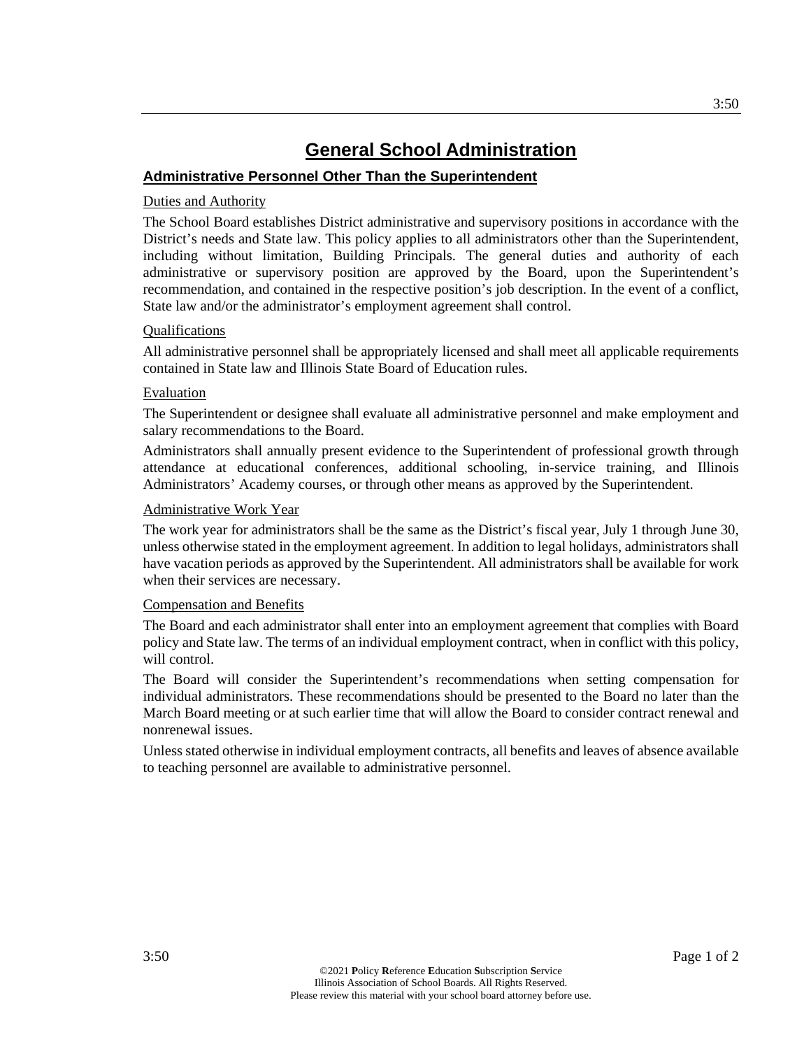# General School Administration

## Administrative Personnel Other Than the Superintendent

Duties and Authority

The School Board establishes District administrative and supervisory positions in accordance with the District's needs and State law. This policy applies to all administrators other than the Superintendent, including without limitation, Building Principals. The general duties and authority of each administrative or supervisory position are approved by the Board, upon the Superintendent's recommendation, and contained in the respective position's job description. In the event of a conflict, State law and/or the administrator's employment agreement shall control.

Qualifications

All administrative personnel shall be appropriately licensed and shall meet all applicable requirements contained in State law and Illinois State Board of Education rules.

Evaluation

The Superintendent or designee shall evaluate all administrative personnel and make employment and salary recommendations to the Board.

Administrators shall annually present evidence to the Superintendent of professional growth through attendance at educational conferences, additional schooling, in-service training, and Illinois Administrators' Academy courses, or through other means as approved by the Superintendent.

Administrative Work Year

The work year for administrators shall be the same as the District's fiscal year, July 1 through June 30, unless otherwise stated in the employment agreement. In addition to legal holidays, administrators shall have vacation periods as approved by the Superintendent. All administrators shall be available for work when their services are necessary.

Compensation and Benefits

The Board and each administrator shall enter into an employment agreement that complies with Board policy and State law. The terms of an individual employment contract, when in conflict with this policy, will control.

The Board will consider the Superintendent's recommendations when setting compensation for individual administrators. These recommendations should be presented to the Board no later than the March Board meeting or at such earlier time that will allow the Board to consider contract renewal and nonrenewal issues.

Unless stated otherwise in individual employment contracts, all benefits and leaves of absence available to teaching personnel are available to administrative personnel.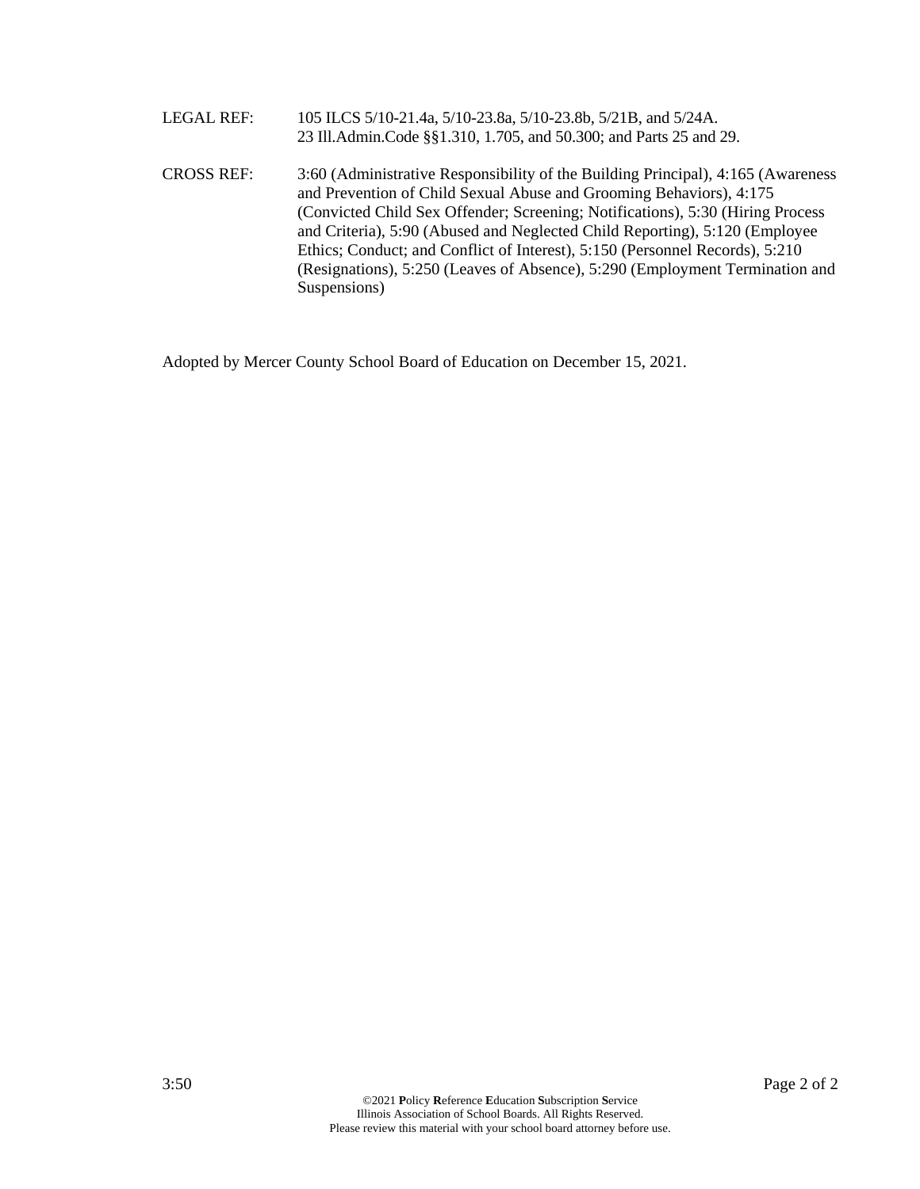LEGAL REF: 105 ILCS 5/10-21.4a, 5/10-23.8a, 5/10-23.8b, 5/21B, and 5/24A.
23 Ill.Admin.Code §§1.310, 1.705, and 50.300; and Parts 25 and 29.

CROSS REF: 3:60 (Administrative Responsibility of the Building Principal), 4:165 (Awareness and Prevention of Child Sexual Abuse and Grooming Behaviors), 4:175 (Convicted Child Sex Offender; Screening; Notifications), 5:30 (Hiring Process and Criteria), 5:90 (Abused and Neglected Child Reporting), 5:120 (Employee Ethics; Conduct; and Conflict of Interest), 5:150 (Personnel Records), 5:210 (Resignations), 5:250 (Leaves of Absence), 5:290 (Employment Termination and Suspensions)

Adopted by Mercer County School Board of Education on December 15, 2021.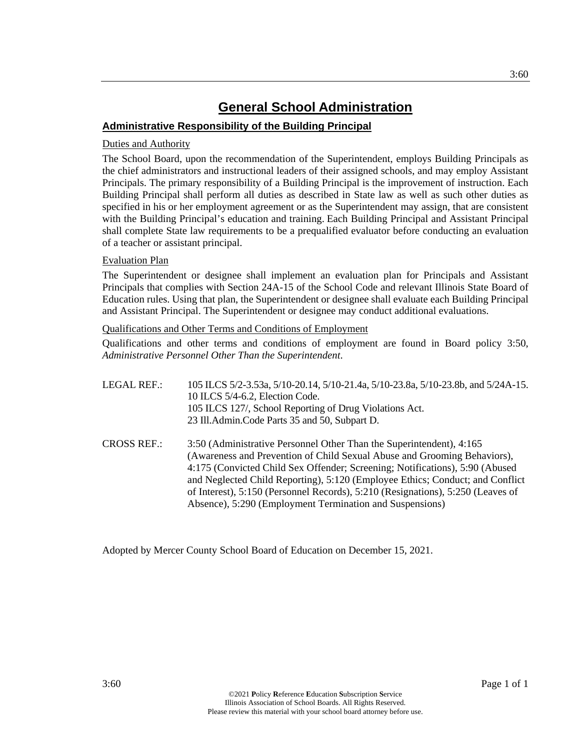# General School Administration

## Administrative Responsibility of the Building Principal

Duties and Authority

The School Board, upon the recommendation of the Superintendent, employs Building Principals as the chief administrators and instructional leaders of their assigned schools, and may employ Assistant Principals. The primary responsibility of a Building Principal is the improvement of instruction. Each Building Principal shall perform all duties as described in State law as well as such other duties as specified in his or her employment agreement or as the Superintendent may assign, that are consistent with the Building Principal's education and training. Each Building Principal and Assistant Principal shall complete State law requirements to be a prequalified evaluator before conducting an evaluation of a teacher or assistant principal.

Evaluation Plan

The Superintendent or designee shall implement an evaluation plan for Principals and Assistant Principals that complies with Section 24A-15 of the School Code and relevant Illinois State Board of Education rules. Using that plan, the Superintendent or designee shall evaluate each Building Principal and Assistant Principal. The Superintendent or designee may conduct additional evaluations.

Qualifications and Other Terms and Conditions of Employment

Qualifications and other terms and conditions of employment are found in Board policy 3:50, *Administrative Personnel Other Than the Superintendent*.

LEGAL REF.: 105 ILCS 5/2-3.53a, 5/10-20.14, 5/10-21.4a, 5/10-23.8a, 5/10-23.8b, and 5/24A-15.
10 ILCS 5/4-6.2, Election Code.
105 ILCS 127/, School Reporting of Drug Violations Act.
23 Ill.Admin.Code Parts 35 and 50, Subpart D.

CROSS REF.: 3:50 (Administrative Personnel Other Than the Superintendent), 4:165 (Awareness and Prevention of Child Sexual Abuse and Grooming Behaviors), 4:175 (Convicted Child Sex Offender; Screening; Notifications), 5:90 (Abused and Neglected Child Reporting), 5:120 (Employee Ethics; Conduct; and Conflict of Interest), 5:150 (Personnel Records), 5:210 (Resignations), 5:250 (Leaves of Absence), 5:290 (Employment Termination and Suspensions)

Adopted by Mercer County School Board of Education on December 15, 2021.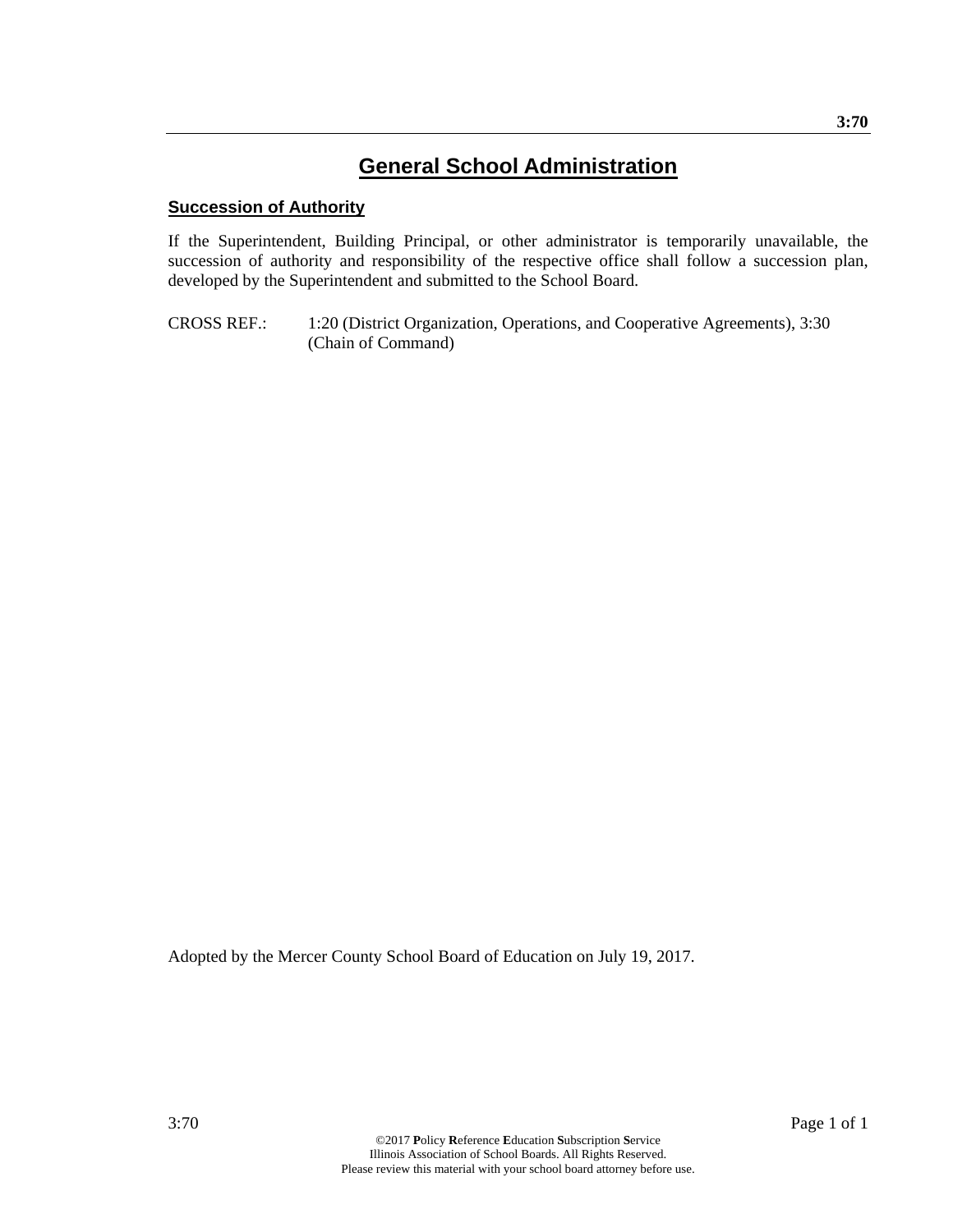# General School Administration

## Succession of Authority

If the Superintendent, Building Principal, or other administrator is temporarily unavailable, the succession of authority and responsibility of the respective office shall follow a succession plan, developed by the Superintendent and submitted to the School Board.

CROSS REF.: 1:20 (District Organization, Operations, and Cooperative Agreements), 3:30 (Chain of Command)

Adopted by the Mercer County School Board of Education on July 19, 2017.

©2017 **P**olicy **R**eference **E**ducation **S**ubscription **S**ervice
Illinois Association of School Boards. All Rights Reserved.
Please review this material with your school board attorney before use.